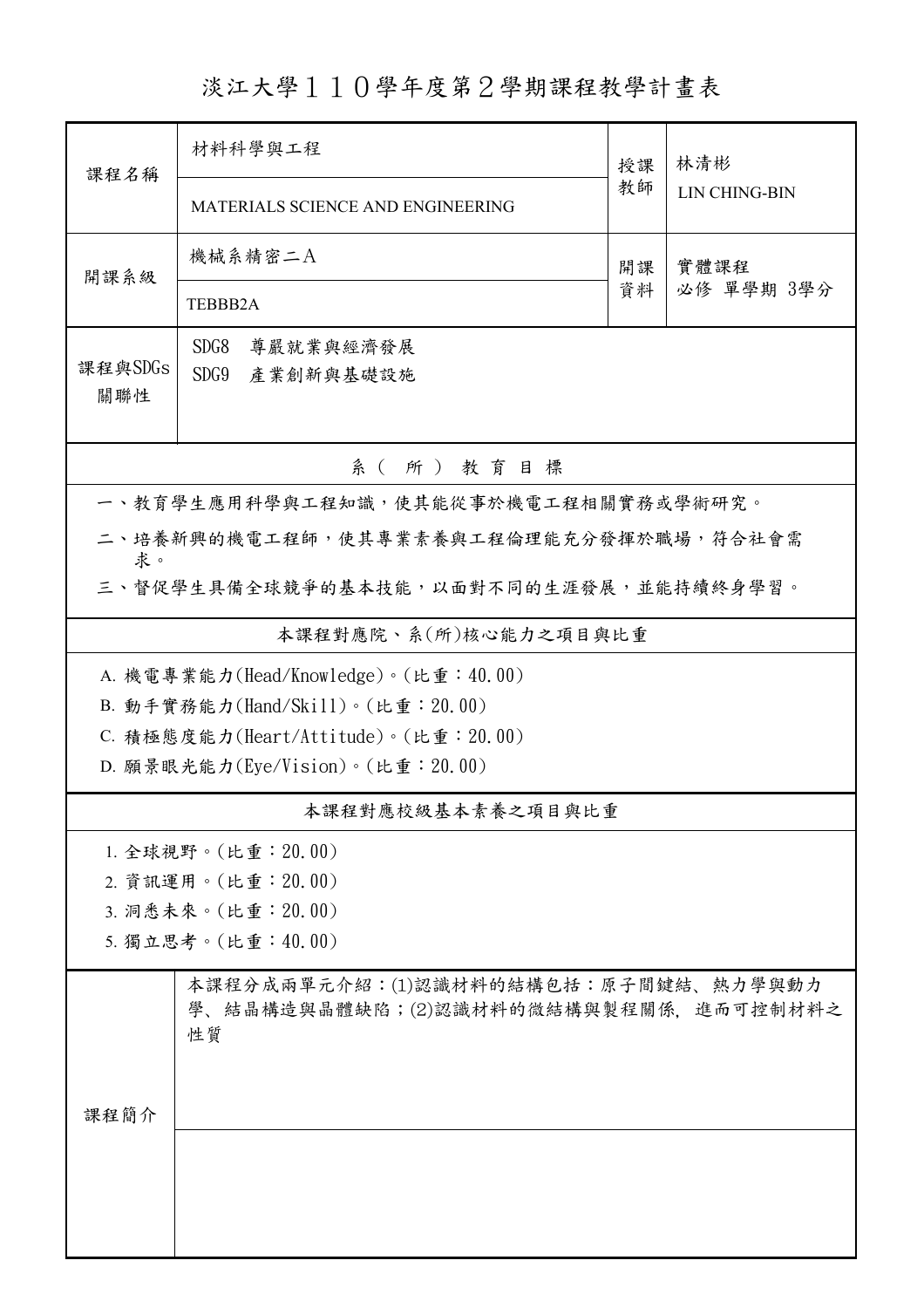# 淡江大學１１０學年度第２學期課程教學計畫表

| 課程名稱 | 材料科學與工程 | 授課教師 | 林清彬 |
|---|---|---|---|
| | MATERIALS SCIENCE AND ENGINEERING | | LIN CHING-BIN |
| 開課系級 | 機械系精密二A | 開課資料 | 實體課程<br>必修 單學期 3學分 |
| | TEBBB2A | | |
| 課程與SDGs關聯性 | SDG8 尊嚴就業與經濟發展<br>SDG9 產業創新與基礎設施 | | |

## 系（所）教育目標

一、教育學生應用科學與工程知識，使其能從事於機電工程相關實務或學術研究。

二、培養新興的機電工程師，使其專業素養與工程倫理能充分發揮於職場，符合社會需求。

三、督促學生具備全球競爭的基本技能，以面對不同的生涯發展，並能持續終身學習。

## 本課程對應院、系(所)核心能力之項目與比重

A. 機電專業能力(Head/Knowledge)。(比重：40.00)

B. 動手實務能力(Hand/Skill)。(比重：20.00)

C. 積極態度能力(Heart/Attitude)。(比重：20.00)

D. 願景眼光能力(Eye/Vision)。(比重：20.00)

## 本課程對應校級基本素養之項目與比重

1. 全球視野。(比重：20.00)
2. 資訊運用。(比重：20.00)
3. 洞悉未來。(比重：20.00)
5. 獨立思考。(比重：40.00)

## 課程簡介

本課程分成兩單元介紹：(1)認識材料的結構包括：原子間鍵結、熱力學與動力學、結晶構造與晶體缺陷；(2)認識材料的微結構與製程關係, 進而可控制材料之性質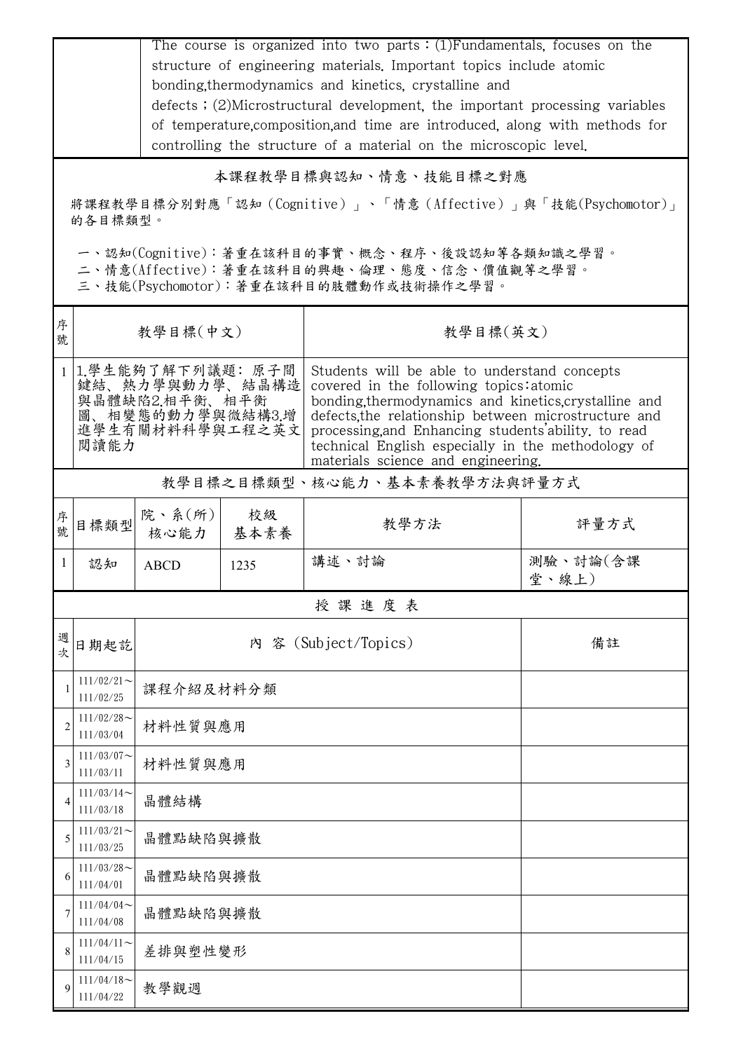| | The course is organized into two parts：(1)Fundamentals, focuses on the structure of engineering materials. Important topics include atomic bonding,thermodynamics and kinetics, crystalline and defects；(2)Microstructural development, the important processing variables of temperature,composition,and time are introduced, along with methods for controlling the structure of a material on the microscopic level. |
|---|---|

## 本課程教學目標與認知、情意、技能目標之對應

將課程教學目標分別對應「認知（Cognitive）」、「情意（Affective）」與「技能(Psychomotor)」的各目標類型。

一、認知(Cognitive)：著重在該科目的事實、概念、程序、後設認知等各類知識之學習。
二、情意(Affective)：著重在該科目的興趣、倫理、態度、信念、價值觀等之學習。
三、技能(Psychomotor)：著重在該科目的肢體動作或技術操作之學習。

| 序號 | 教學目標(中文) | 教學目標(英文) |
|---|---|---|
| 1 | 1.學生能夠了解下列議題: 原子間鍵結、熱力學與動力學、結晶構造與晶體缺陷2.相平衡、相平衡圖、相變態的動力學與微結構3.增進學生有關材料科學與工程之英文閱讀能力 | Students will be able to understand concepts covered in the following topics:atomic bonding,thermodynamics and kinetics,crystalline and defects,the relationship between microstructure and processing,and Enhancing students'ability. to read technical English especially in the methodology of materials science and engineering. |

## 教學目標之目標類型、核心能力、基本素養教學方法與評量方式

| 序號 | 目標類型 | 院、系(所)核心能力 | 校級基本素養 | 教學方法 | 評量方式 |
|---|---|---|---|---|---|
| 1 | 認知 | ABCD | 1235 | 講述、討論 | 測驗、討論(含課堂、線上) |

## 授課進度表

| 週次 | 日期起訖 | 內 容 (Subject/Topics) | 備註 |
|---|---|---|---|
| 1 | 111/02/21～111/02/25 | 課程介紹及材料分類 | |
| 2 | 111/02/28～111/03/04 | 材料性質與應用 | |
| 3 | 111/03/07～111/03/11 | 材料性質與應用 | |
| 4 | 111/03/14～111/03/18 | 晶體結構 | |
| 5 | 111/03/21～111/03/25 | 晶體點缺陷與擴散 | |
| 6 | 111/03/28～111/04/01 | 晶體點缺陷與擴散 | |
| 7 | 111/04/04～111/04/08 | 晶體點缺陷與擴散 | |
| 8 | 111/04/11～111/04/15 | 差排與塑性變形 | |
| 9 | 111/04/18～111/04/22 | 教學觀週 | |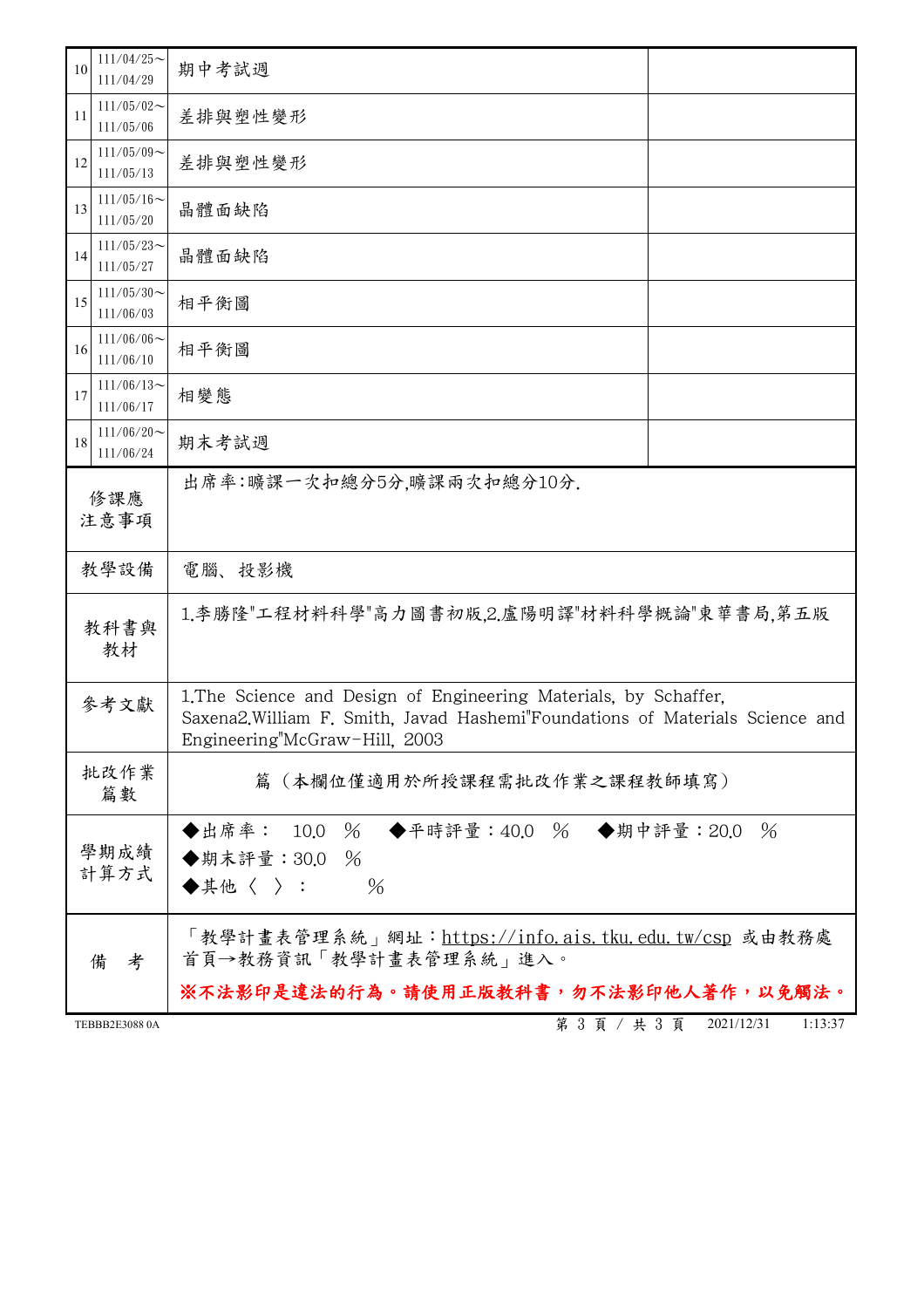| | | | |
|---|---|---|---|
| 10 | 111/04/25～<br>111/04/29 | 期中考試週 | |
| 11 | 111/05/02～<br>111/05/06 | 差排與塑性變形 | |
| 12 | 111/05/09～<br>111/05/13 | 差排與塑性變形 | |
| 13 | 111/05/16～<br>111/05/20 | 晶體面缺陷 | |
| 14 | 111/05/23～<br>111/05/27 | 晶體面缺陷 | |
| 15 | 111/05/30～<br>111/06/03 | 相平衡圖 | |
| 16 | 111/06/06～<br>111/06/10 | 相平衡圖 | |
| 17 | 111/06/13～<br>111/06/17 | 相變態 | |
| 18 | 111/06/20～<br>111/06/24 | 期末考試週 | |

| | |
|---|---|
| 修課應注意事項 | 出席率:曠課一次扣總分5分,曠課兩次扣總分10分. |
| 教學設備 | 電腦、投影機 |
| 教科書與教材 | 1.李勝隆"工程材料科學"高力圖書初版,2.盧陽明譯"材料科學概論"東華書局,第五版 |
| 參考文獻 | 1.The Science and Design of Engineering Materials, by Schaffer, Saxena2.William F. Smith, Javad Hashemi"Foundations of Materials Science and Engineering"McGraw-Hill, 2003 |
| 批改作業篇數 | 篇（本欄位僅適用於所授課程需批改作業之課程教師填寫） |
| 學期成績計算方式 | ◆出席率： 10.0 ％ ◆平時評量：40.0 ％ ◆期中評量：20.0 ％<br>◆期末評量：30.0 ％<br>◆其他〈 〉： ％ |
| 備 考 | 「教學計畫表管理系統」網址：https://info.ais.tku.edu.tw/csp 或由教務處首頁→教務資訊「教學計畫表管理系統」進入。<br>**※不法影印是違法的行為。請使用正版教科書，勿不法影印他人著作，以免觸法。** |

TEBBB2E3088 0A